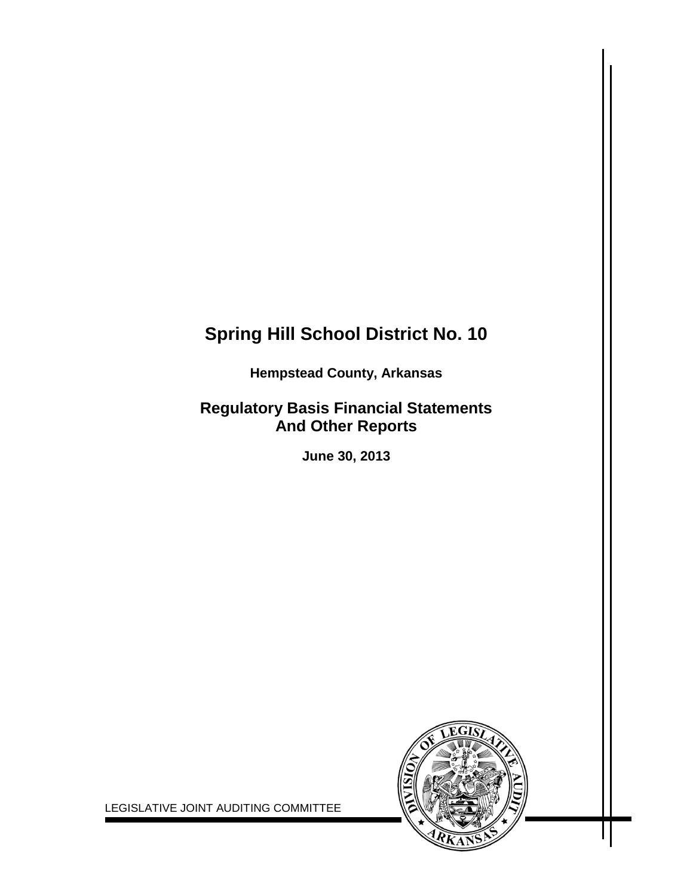# Spring Hill School District No. 10

**Hempstead County, Arkansas**

## Regulatory Basis Financial Statements And Other Reports

**June 30, 2013**

LEGISLATIVE JOINT AUDITING COMMITTEE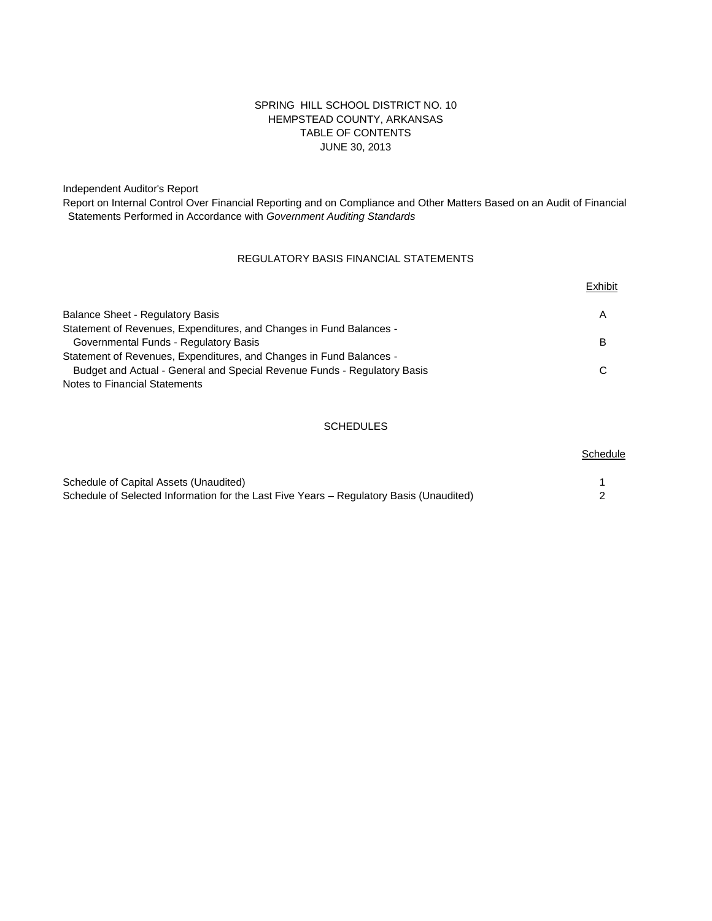# SPRING HILL SCHOOL DISTRICT NO. 10
## HEMPSTEAD COUNTY, ARKANSAS
## TABLE OF CONTENTS
## JUNE 30, 2013

Independent Auditor's Report

Report on Internal Control Over Financial Reporting and on Compliance and Other Matters Based on an Audit of Financial Statements Performed in Accordance with *Government Auditing Standards*

### REGULATORY BASIS FINANCIAL STATEMENTS

| | Exhibit |
|---|---|
| Balance Sheet - Regulatory Basis | A |
| Statement of Revenues, Expenditures, and Changes in Fund Balances - Governmental Funds - Regulatory Basis | B |
| Statement of Revenues, Expenditures, and Changes in Fund Balances - Budget and Actual - General and Special Revenue Funds - Regulatory Basis | C |
| Notes to Financial Statements | |

### SCHEDULES

| | Schedule |
|---|---|
| Schedule of Capital Assets (Unaudited) | 1 |
| Schedule of Selected Information for the Last Five Years – Regulatory Basis (Unaudited) | 2 |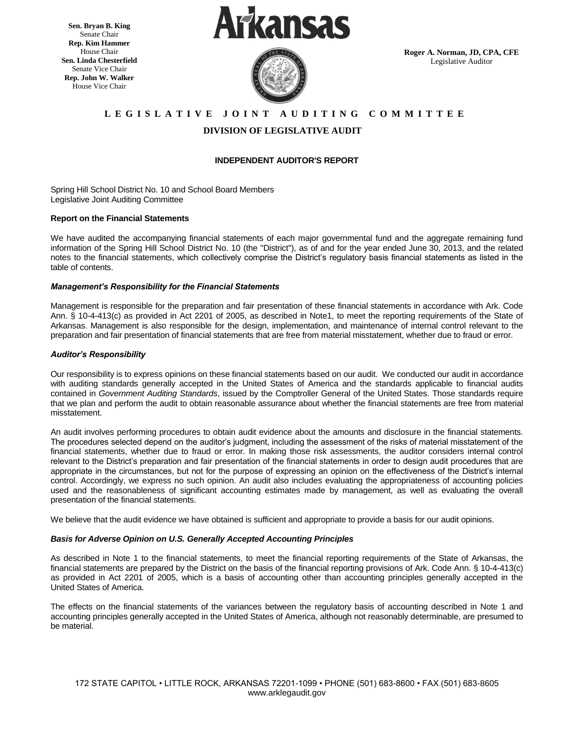Sen. Bryan B. King
Senate Chair
Rep. Kim Hammer
House Chair
Sen. Linda Chesterfield
Senate Vice Chair
Rep. John W. Walker
House Vice Chair

Arkansas

Roger A. Norman, JD, CPA, CFE
Legislative Auditor

## LEGISLATIVE JOINT AUDITING COMMITTEE

### DIVISION OF LEGISLATIVE AUDIT

### INDEPENDENT AUDITOR'S REPORT

Spring Hill School District No. 10 and School Board Members
Legislative Joint Auditing Committee

**Report on the Financial Statements**

We have audited the accompanying financial statements of each major governmental fund and the aggregate remaining fund information of the Spring Hill School District No. 10 (the "District"), as of and for the year ended June 30, 2013, and the related notes to the financial statements, which collectively comprise the District's regulatory basis financial statements as listed in the table of contents.

***Management's Responsibility for the Financial Statements***

Management is responsible for the preparation and fair presentation of these financial statements in accordance with Ark. Code Ann. § 10-4-413(c) as provided in Act 2201 of 2005, as described in Note1, to meet the reporting requirements of the State of Arkansas. Management is also responsible for the design, implementation, and maintenance of internal control relevant to the preparation and fair presentation of financial statements that are free from material misstatement, whether due to fraud or error.

***Auditor's Responsibility***

Our responsibility is to express opinions on these financial statements based on our audit. We conducted our audit in accordance with auditing standards generally accepted in the United States of America and the standards applicable to financial audits contained in *Government Auditing Standards*, issued by the Comptroller General of the United States. Those standards require that we plan and perform the audit to obtain reasonable assurance about whether the financial statements are free from material misstatement.

An audit involves performing procedures to obtain audit evidence about the amounts and disclosure in the financial statements. The procedures selected depend on the auditor's judgment, including the assessment of the risks of material misstatement of the financial statements, whether due to fraud or error. In making those risk assessments, the auditor considers internal control relevant to the District's preparation and fair presentation of the financial statements in order to design audit procedures that are appropriate in the circumstances, but not for the purpose of expressing an opinion on the effectiveness of the District's internal control. Accordingly, we express no such opinion. An audit also includes evaluating the appropriateness of accounting policies used and the reasonableness of significant accounting estimates made by management, as well as evaluating the overall presentation of the financial statements.

We believe that the audit evidence we have obtained is sufficient and appropriate to provide a basis for our audit opinions.

***Basis for Adverse Opinion on U.S. Generally Accepted Accounting Principles***

As described in Note 1 to the financial statements, to meet the financial reporting requirements of the State of Arkansas, the financial statements are prepared by the District on the basis of the financial reporting provisions of Ark. Code Ann. § 10-4-413(c) as provided in Act 2201 of 2005, which is a basis of accounting other than accounting principles generally accepted in the United States of America.

The effects on the financial statements of the variances between the regulatory basis of accounting described in Note 1 and accounting principles generally accepted in the United States of America, although not reasonably determinable, are presumed to be material.

172 STATE CAPITOL • LITTLE ROCK, ARKANSAS 72201-1099 • PHONE (501) 683-8600 • FAX (501) 683-8605
www.arklegaudit.gov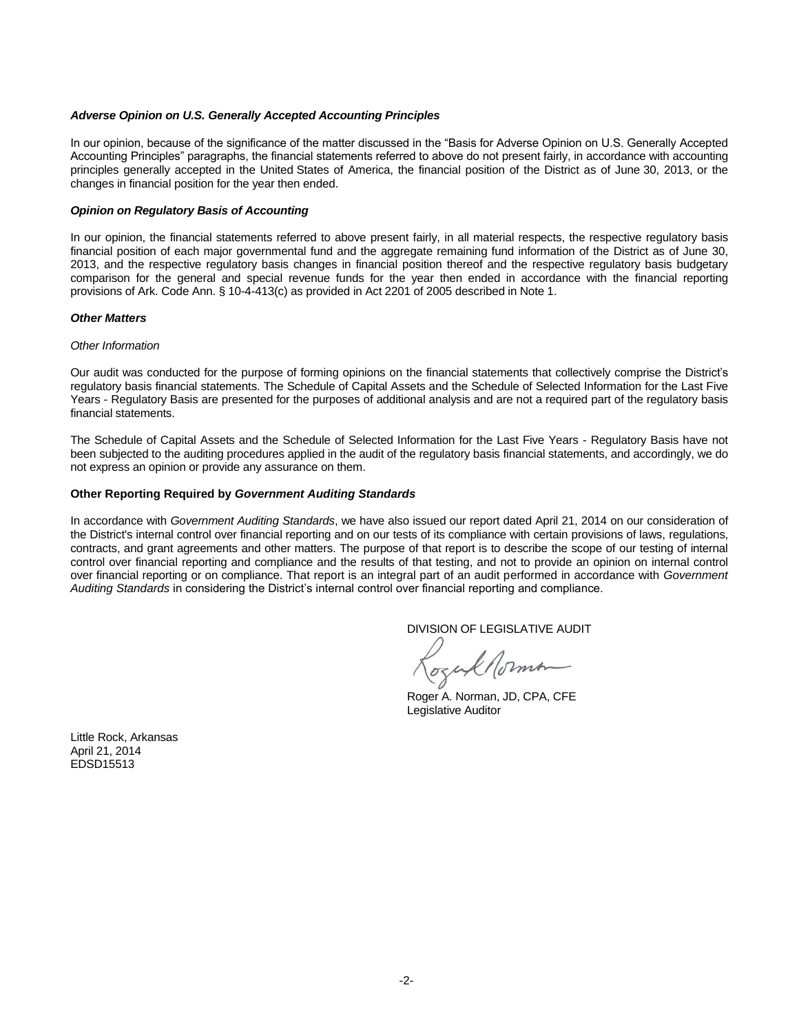***Adverse Opinion on U.S. Generally Accepted Accounting Principles***

In our opinion, because of the significance of the matter discussed in the "Basis for Adverse Opinion on U.S. Generally Accepted Accounting Principles" paragraphs, the financial statements referred to above do not present fairly, in accordance with accounting principles generally accepted in the United States of America, the financial position of the District as of June 30, 2013, or the changes in financial position for the year then ended.

***Opinion on Regulatory Basis of Accounting***

In our opinion, the financial statements referred to above present fairly, in all material respects, the respective regulatory basis financial position of each major governmental fund and the aggregate remaining fund information of the District as of June 30, 2013, and the respective regulatory basis changes in financial position thereof and the respective regulatory basis budgetary comparison for the general and special revenue funds for the year then ended in accordance with the financial reporting provisions of Ark. Code Ann. § 10-4-413(c) as provided in Act 2201 of 2005 described in Note 1.

***Other Matters***

*Other Information*

Our audit was conducted for the purpose of forming opinions on the financial statements that collectively comprise the District's regulatory basis financial statements. The Schedule of Capital Assets and the Schedule of Selected Information for the Last Five Years - Regulatory Basis are presented for the purposes of additional analysis and are not a required part of the regulatory basis financial statements.

The Schedule of Capital Assets and the Schedule of Selected Information for the Last Five Years - Regulatory Basis have not been subjected to the auditing procedures applied in the audit of the regulatory basis financial statements, and accordingly, we do not express an opinion or provide any assurance on them.

**Other Reporting Required by *Government Auditing Standards***

In accordance with *Government Auditing Standards*, we have also issued our report dated April 21, 2014 on our consideration of the District's internal control over financial reporting and on our tests of its compliance with certain provisions of laws, regulations, contracts, and grant agreements and other matters. The purpose of that report is to describe the scope of our testing of internal control over financial reporting and compliance and the results of that testing, and not to provide an opinion on internal control over financial reporting or on compliance. That report is an integral part of an audit performed in accordance with *Government Auditing Standards* in considering the District's internal control over financial reporting and compliance.

DIVISION OF LEGISLATIVE AUDIT

Roger A. Norman, JD, CPA, CFE
Legislative Auditor

Little Rock, Arkansas
April 21, 2014
EDSD15513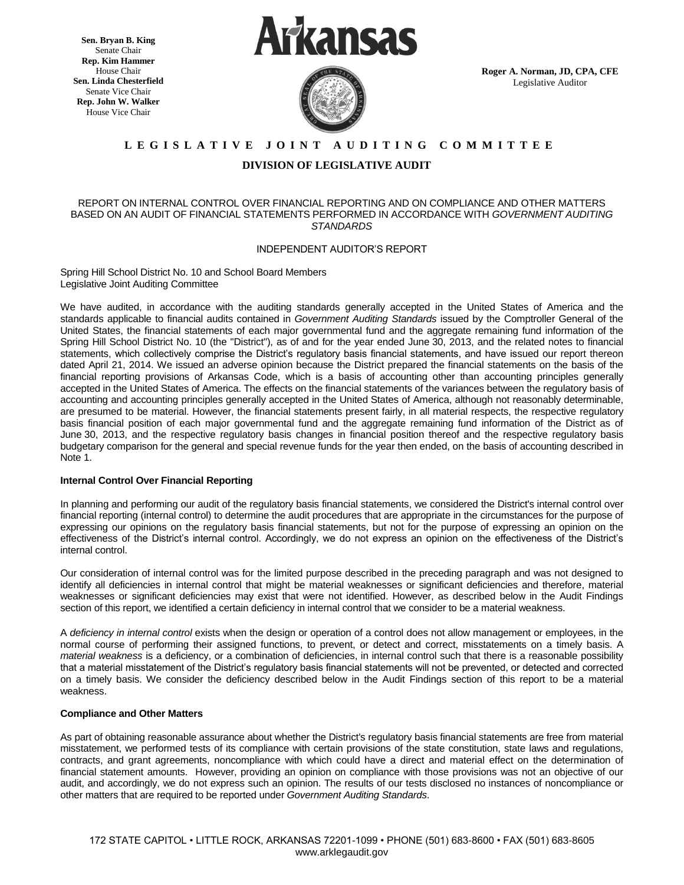**Sen. Bryan B. King**
Senate Chair
**Rep. Kim Hammer**
House Chair
**Sen. Linda Chesterfield**
Senate Vice Chair
**Rep. John W. Walker**
House Vice Chair

**Roger A. Norman, JD, CPA, CFE**
Legislative Auditor

**L E G I S L A T I V E   J O I N T   A U D I T I N G   C O M M I T T E E**

**DIVISION OF LEGISLATIVE AUDIT**

REPORT ON INTERNAL CONTROL OVER FINANCIAL REPORTING AND ON COMPLIANCE AND OTHER MATTERS BASED ON AN AUDIT OF FINANCIAL STATEMENTS PERFORMED IN ACCORDANCE WITH *GOVERNMENT AUDITING STANDARDS*

INDEPENDENT AUDITOR'S REPORT

Spring Hill School District No. 10 and School Board Members
Legislative Joint Auditing Committee

We have audited, in accordance with the auditing standards generally accepted in the United States of America and the standards applicable to financial audits contained in *Government Auditing Standards* issued by the Comptroller General of the United States, the financial statements of each major governmental fund and the aggregate remaining fund information of the Spring Hill School District No. 10 (the "District"), as of and for the year ended June 30, 2013, and the related notes to financial statements, which collectively comprise the District's regulatory basis financial statements, and have issued our report thereon dated April 21, 2014. We issued an adverse opinion because the District prepared the financial statements on the basis of the financial reporting provisions of Arkansas Code, which is a basis of accounting other than accounting principles generally accepted in the United States of America. The effects on the financial statements of the variances between the regulatory basis of accounting and accounting principles generally accepted in the United States of America, although not reasonably determinable, are presumed to be material. However, the financial statements present fairly, in all material respects, the respective regulatory basis financial position of each major governmental fund and the aggregate remaining fund information of the District as of June 30, 2013, and the respective regulatory basis changes in financial position thereof and the respective regulatory basis budgetary comparison for the general and special revenue funds for the year then ended, on the basis of accounting described in Note 1.

**Internal Control Over Financial Reporting**

In planning and performing our audit of the regulatory basis financial statements, we considered the District's internal control over financial reporting (internal control) to determine the audit procedures that are appropriate in the circumstances for the purpose of expressing our opinions on the regulatory basis financial statements, but not for the purpose of expressing an opinion on the effectiveness of the District's internal control. Accordingly, we do not express an opinion on the effectiveness of the District's internal control.

Our consideration of internal control was for the limited purpose described in the preceding paragraph and was not designed to identify all deficiencies in internal control that might be material weaknesses or significant deficiencies and therefore, material weaknesses or significant deficiencies may exist that were not identified. However, as described below in the Audit Findings section of this report, we identified a certain deficiency in internal control that we consider to be a material weakness.

A *deficiency in internal control* exists when the design or operation of a control does not allow management or employees, in the normal course of performing their assigned functions, to prevent, or detect and correct, misstatements on a timely basis. A *material weakness* is a deficiency, or a combination of deficiencies, in internal control such that there is a reasonable possibility that a material misstatement of the District's regulatory basis financial statements will not be prevented, or detected and corrected on a timely basis. We consider the deficiency described below in the Audit Findings section of this report to be a material weakness.

**Compliance and Other Matters**

As part of obtaining reasonable assurance about whether the District's regulatory basis financial statements are free from material misstatement, we performed tests of its compliance with certain provisions of the state constitution, state laws and regulations, contracts, and grant agreements, noncompliance with which could have a direct and material effect on the determination of financial statement amounts. However, providing an opinion on compliance with those provisions was not an objective of our audit, and accordingly, we do not express such an opinion. The results of our tests disclosed no instances of noncompliance or other matters that are required to be reported under *Government Auditing Standards*.

172 STATE CAPITOL • LITTLE ROCK, ARKANSAS 72201-1099 • PHONE (501) 683-8600 • FAX (501) 683-8605
www.arklegaudit.gov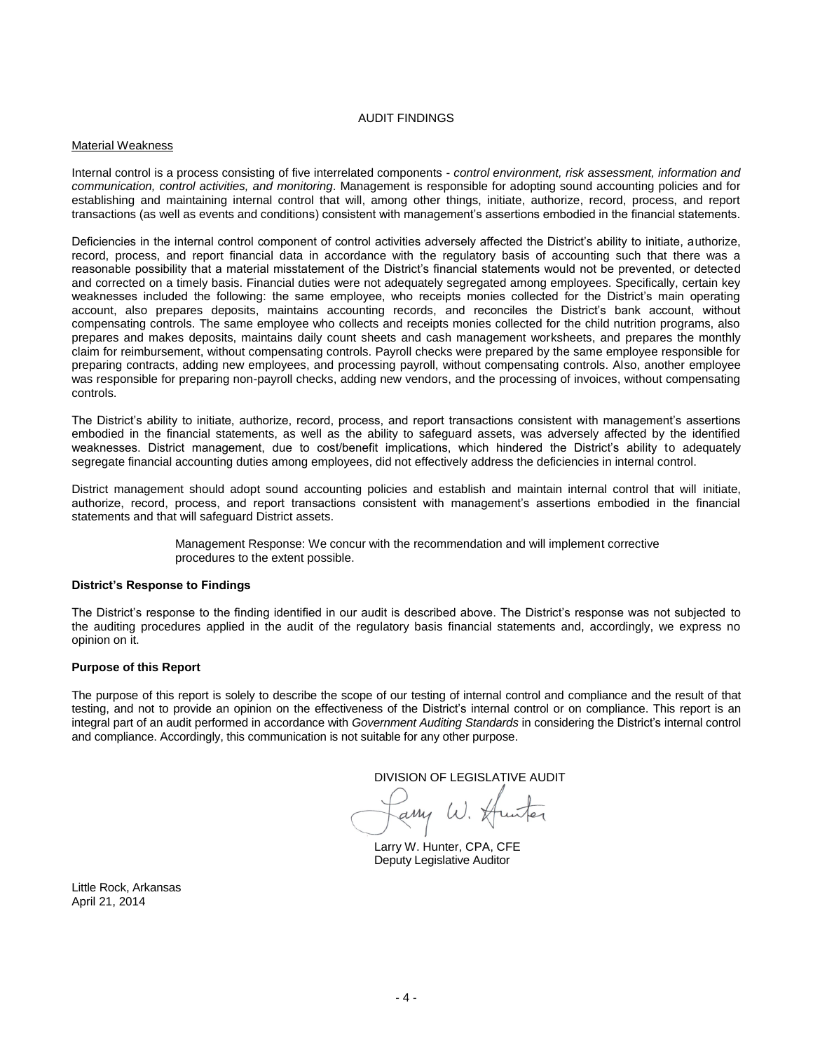## AUDIT FINDINGS

Material Weakness

Internal control is a process consisting of five interrelated components - *control environment, risk assessment, information and communication, control activities, and monitoring*. Management is responsible for adopting sound accounting policies and for establishing and maintaining internal control that will, among other things, initiate, authorize, record, process, and report transactions (as well as events and conditions) consistent with management's assertions embodied in the financial statements.

Deficiencies in the internal control component of control activities adversely affected the District's ability to initiate, authorize, record, process, and report financial data in accordance with the regulatory basis of accounting such that there was a reasonable possibility that a material misstatement of the District's financial statements would not be prevented, or detected and corrected on a timely basis. Financial duties were not adequately segregated among employees. Specifically, certain key weaknesses included the following: the same employee, who receipts monies collected for the District's main operating account, also prepares deposits, maintains accounting records, and reconciles the District's bank account, without compensating controls. The same employee who collects and receipts monies collected for the child nutrition programs, also prepares and makes deposits, maintains daily count sheets and cash management worksheets, and prepares the monthly claim for reimbursement, without compensating controls. Payroll checks were prepared by the same employee responsible for preparing contracts, adding new employees, and processing payroll, without compensating controls. Also, another employee was responsible for preparing non-payroll checks, adding new vendors, and the processing of invoices, without compensating controls.

The District's ability to initiate, authorize, record, process, and report transactions consistent with management's assertions embodied in the financial statements, as well as the ability to safeguard assets, was adversely affected by the identified weaknesses. District management, due to cost/benefit implications, which hindered the District's ability to adequately segregate financial accounting duties among employees, did not effectively address the deficiencies in internal control.

District management should adopt sound accounting policies and establish and maintain internal control that will initiate, authorize, record, process, and report transactions consistent with management's assertions embodied in the financial statements and that will safeguard District assets.

> Management Response: We concur with the recommendation and will implement corrective procedures to the extent possible.

**District's Response to Findings**

The District's response to the finding identified in our audit is described above. The District's response was not subjected to the auditing procedures applied in the audit of the regulatory basis financial statements and, accordingly, we express no opinion on it.

**Purpose of this Report**

The purpose of this report is solely to describe the scope of our testing of internal control and compliance and the result of that testing, and not to provide an opinion on the effectiveness of the District's internal control or on compliance. This report is an integral part of an audit performed in accordance with *Government Auditing Standards* in considering the District's internal control and compliance. Accordingly, this communication is not suitable for any other purpose.

DIVISION OF LEGISLATIVE AUDIT

Larry W. Hunter

Larry W. Hunter, CPA, CFE
Deputy Legislative Auditor

Little Rock, Arkansas
April 21, 2014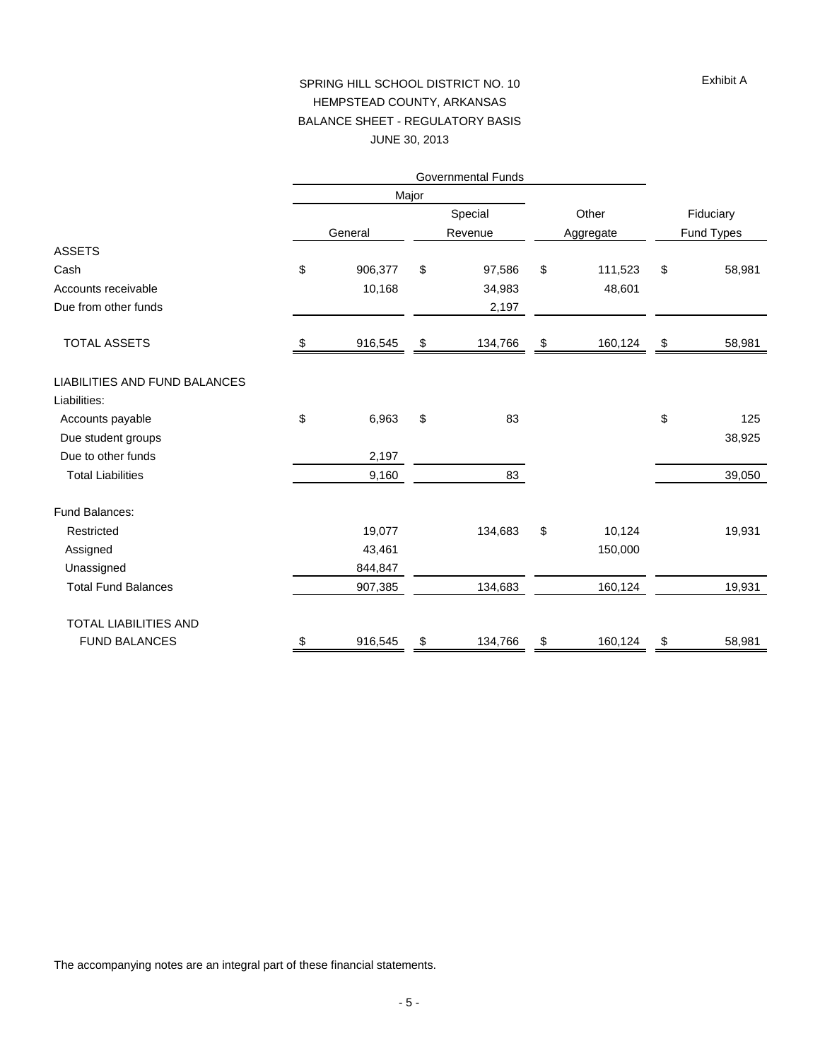Exhibit A

# SPRING HILL SCHOOL DISTRICT NO. 10
## HEMPSTEAD COUNTY, ARKANSAS
## BALANCE SHEET - REGULATORY BASIS
## JUNE 30, 2013

| | Governmental Funds | | | |
|---|---|---|---|---|
| | Major | | | |
| | General | Special Revenue | Other Aggregate | Fiduciary Fund Types |
| **ASSETS** | | | | |
| Cash | $ 906,377 | $ 97,586 | $ 111,523 | $ 58,981 |
| Accounts receivable | 10,168 | 34,983 | 48,601 | |
| Due from other funds | | 2,197 | | |
| TOTAL ASSETS | $ 916,545 | $ 134,766 | $ 160,124 | $ 58,981 |
| **LIABILITIES AND FUND BALANCES** | | | | |
| Liabilities: | | | | |
| Accounts payable | $ 6,963 | $ 83 | | $ 125 |
| Due student groups | | | | 38,925 |
| Due to other funds | 2,197 | | | |
| Total Liabilities | 9,160 | 83 | | 39,050 |
| Fund Balances: | | | | |
| Restricted | 19,077 | 134,683 | $ 10,124 | 19,931 |
| Assigned | 43,461 | | 150,000 | |
| Unassigned | 844,847 | | | |
| Total Fund Balances | 907,385 | 134,683 | 160,124 | 19,931 |
| TOTAL LIABILITIES AND FUND BALANCES | $ 916,545 | $ 134,766 | $ 160,124 | $ 58,981 |

The accompanying notes are an integral part of these financial statements.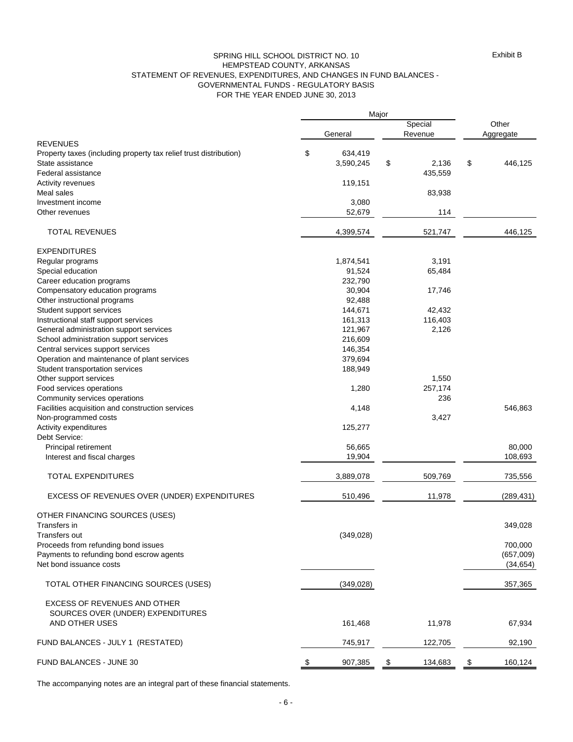Exhibit B

# SPRING HILL SCHOOL DISTRICT NO. 10
## HEMPSTEAD COUNTY, ARKANSAS
## STATEMENT OF REVENUES, EXPENDITURES, AND CHANGES IN FUND BALANCES - GOVERNMENTAL FUNDS - REGULATORY BASIS
## FOR THE YEAR ENDED JUNE 30, 2013

| | Major | | Other |
|---|---|---|---|
| | General | Special Revenue | Aggregate |
| REVENUES | | | |
| Property taxes (including property tax relief trust distribution) | $ 634,419 | | |
| State assistance | 3,590,245 | $ 2,136 | $ 446,125 |
| Federal assistance | | 435,559 | |
| Activity revenues | 119,151 | | |
| Meal sales | | 83,938 | |
| Investment income | 3,080 | | |
| Other revenues | 52,679 | 114 | |
| TOTAL REVENUES | 4,399,574 | 521,747 | 446,125 |
| EXPENDITURES | | | |
| Regular programs | 1,874,541 | 3,191 | |
| Special education | 91,524 | 65,484 | |
| Career education programs | 232,790 | | |
| Compensatory education programs | 30,904 | 17,746 | |
| Other instructional programs | 92,488 | | |
| Student support services | 144,671 | 42,432 | |
| Instructional staff support services | 161,313 | 116,403 | |
| General administration support services | 121,967 | 2,126 | |
| School administration support services | 216,609 | | |
| Central services support services | 146,354 | | |
| Operation and maintenance of plant services | 379,694 | | |
| Student transportation services | 188,949 | | |
| Other support services | | 1,550 | |
| Food services operations | 1,280 | 257,174 | |
| Community services operations | | 236 | |
| Facilities acquisition and construction services | 4,148 | | 546,863 |
| Non-programmed costs | | 3,427 | |
| Activity expenditures | 125,277 | | |
| Debt Service: | | | |
| Principal retirement | 56,665 | | 80,000 |
| Interest and fiscal charges | 19,904 | | 108,693 |
| TOTAL EXPENDITURES | 3,889,078 | 509,769 | 735,556 |
| EXCESS OF REVENUES OVER (UNDER) EXPENDITURES | 510,496 | 11,978 | (289,431) |
| OTHER FINANCING SOURCES (USES) | | | |
| Transfers in | | | 349,028 |
| Transfers out | (349,028) | | |
| Proceeds from refunding bond issues | | | 700,000 |
| Payments to refunding bond escrow agents | | | (657,009) |
| Net bond issuance costs | | | (34,654) |
| TOTAL OTHER FINANCING SOURCES (USES) | (349,028) | | 357,365 |
| EXCESS OF REVENUES AND OTHER SOURCES OVER (UNDER) EXPENDITURES AND OTHER USES | 161,468 | 11,978 | 67,934 |
| FUND BALANCES - JULY 1 (RESTATED) | 745,917 | 122,705 | 92,190 |
| FUND BALANCES - JUNE 30 | $ 907,385 | $ 134,683 | $ 160,124 |

The accompanying notes are an integral part of these financial statements.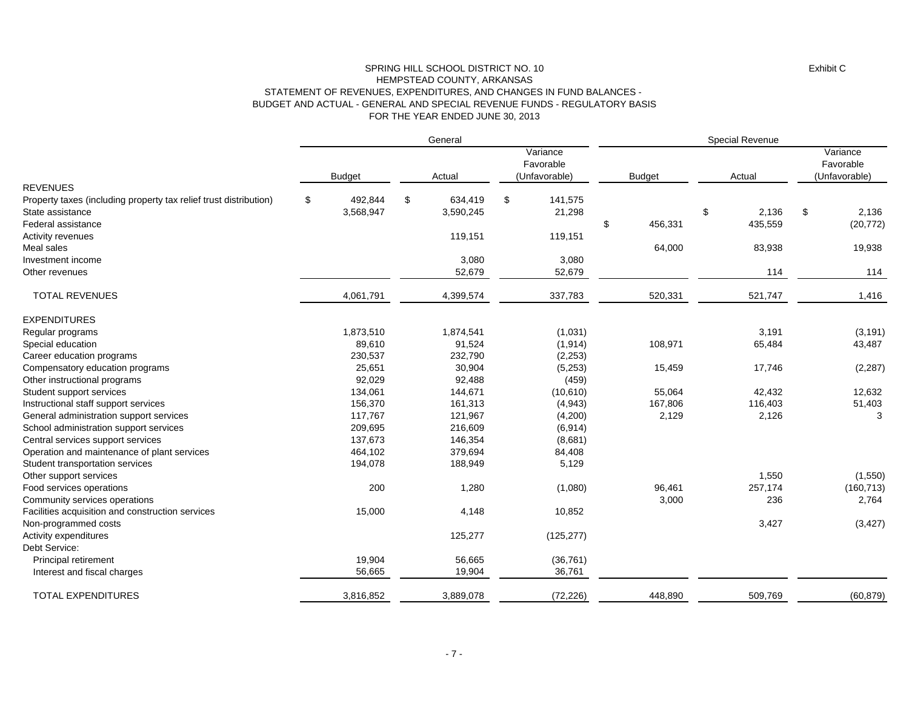Exhibit C

SPRING HILL SCHOOL DISTRICT NO. 10
HEMPSTEAD COUNTY, ARKANSAS
STATEMENT OF REVENUES, EXPENDITURES, AND CHANGES IN FUND BALANCES -
BUDGET AND ACTUAL - GENERAL AND SPECIAL REVENUE FUNDS - REGULATORY BASIS
FOR THE YEAR ENDED JUNE 30, 2013

| | General | | | Special Revenue | | |
|---|---|---|---|---|---|---|
| | Budget | Actual | Variance Favorable (Unfavorable) | Budget | Actual | Variance Favorable (Unfavorable) |
| REVENUES | | | | | | |
| Property taxes (including property tax relief trust distribution) | $ 492,844 | $ 634,419 | $ 141,575 | | | |
| State assistance | 3,568,947 | 3,590,245 | 21,298 | | $ 2,136 | $ 2,136 |
| Federal assistance | | | | $ 456,331 | 435,559 | (20,772) |
| Activity revenues | | 119,151 | 119,151 | | | |
| Meal sales | | | | 64,000 | 83,938 | 19,938 |
| Investment income | | 3,080 | 3,080 | | | |
| Other revenues | | 52,679 | 52,679 | | 114 | 114 |
| TOTAL REVENUES | 4,061,791 | 4,399,574 | 337,783 | 520,331 | 521,747 | 1,416 |
| EXPENDITURES | | | | | | |
| Regular programs | 1,873,510 | 1,874,541 | (1,031) | | 3,191 | (3,191) |
| Special education | 89,610 | 91,524 | (1,914) | 108,971 | 65,484 | 43,487 |
| Career education programs | 230,537 | 232,790 | (2,253) | | | |
| Compensatory education programs | 25,651 | 30,904 | (5,253) | 15,459 | 17,746 | (2,287) |
| Other instructional programs | 92,029 | 92,488 | (459) | | | |
| Student support services | 134,061 | 144,671 | (10,610) | 55,064 | 42,432 | 12,632 |
| Instructional staff support services | 156,370 | 161,313 | (4,943) | 167,806 | 116,403 | 51,403 |
| General administration support services | 117,767 | 121,967 | (4,200) | 2,129 | 2,126 | 3 |
| School administration support services | 209,695 | 216,609 | (6,914) | | | |
| Central services support services | 137,673 | 146,354 | (8,681) | | | |
| Operation and maintenance of plant services | 464,102 | 379,694 | 84,408 | | | |
| Student transportation services | 194,078 | 188,949 | 5,129 | | | |
| Other support services | | | | | 1,550 | (1,550) |
| Food services operations | 200 | 1,280 | (1,080) | 96,461 | 257,174 | (160,713) |
| Community services operations | | | | 3,000 | 236 | 2,764 |
| Facilities acquisition and construction services | 15,000 | 4,148 | 10,852 | | | |
| Non-programmed costs | | | | | 3,427 | (3,427) |
| Activity expenditures | | 125,277 | (125,277) | | | |
| Debt Service: | | | | | | |
| Principal retirement | 19,904 | 56,665 | (36,761) | | | |
| Interest and fiscal charges | 56,665 | 19,904 | 36,761 | | | |
| TOTAL EXPENDITURES | 3,816,852 | 3,889,078 | (72,226) | 448,890 | 509,769 | (60,879) |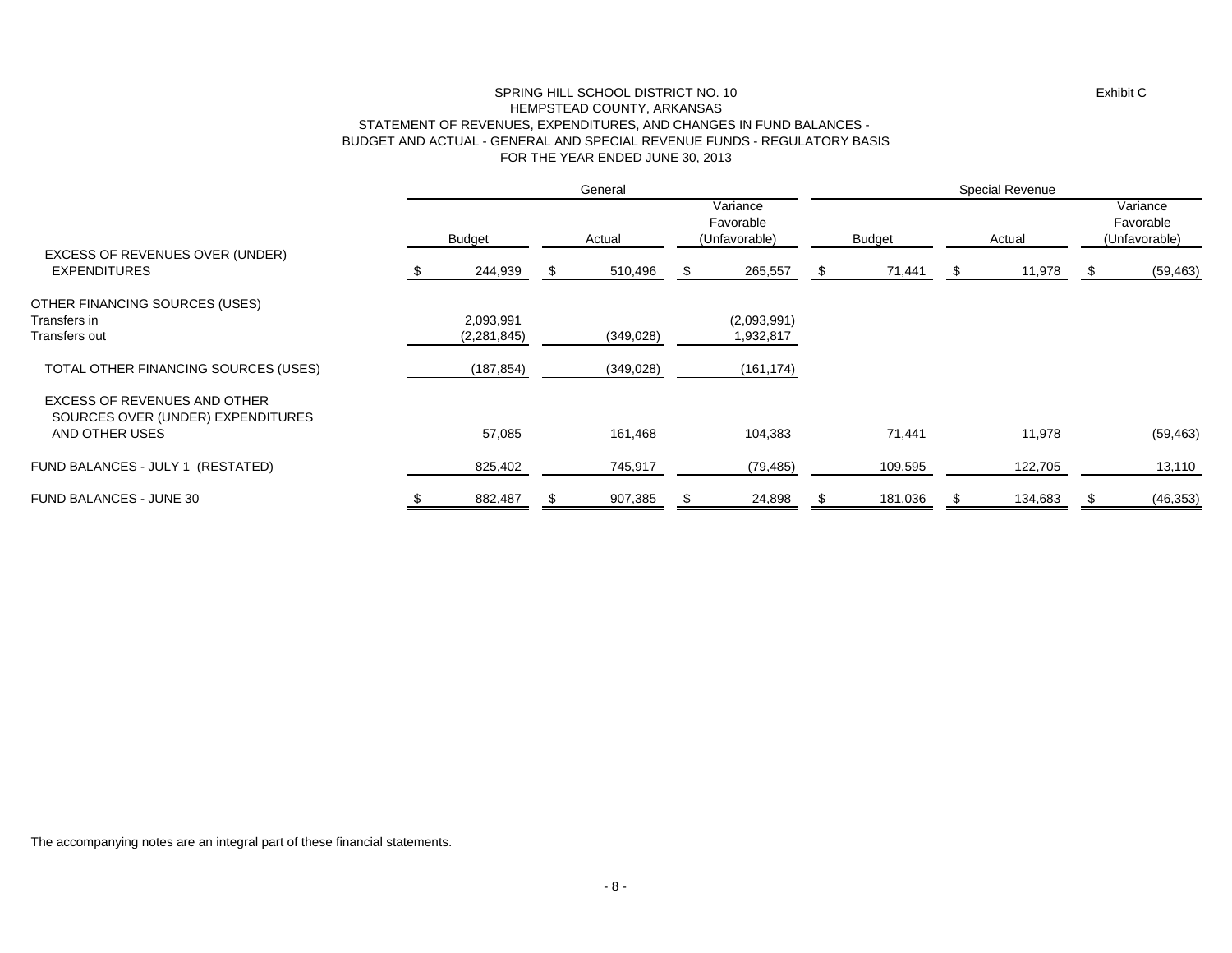Exhibit C

# SPRING HILL SCHOOL DISTRICT NO. 10
## HEMPSTEAD COUNTY, ARKANSAS
## STATEMENT OF REVENUES, EXPENDITURES, AND CHANGES IN FUND BALANCES - BUDGET AND ACTUAL - GENERAL AND SPECIAL REVENUE FUNDS - REGULATORY BASIS
## FOR THE YEAR ENDED JUNE 30, 2013

| | General | | | Special Revenue | | |
|---|---|---|---|---|---|---|
| | Budget | Actual | Variance Favorable (Unfavorable) | Budget | Actual | Variance Favorable (Unfavorable) |
| EXCESS OF REVENUES OVER (UNDER) EXPENDITURES | $ 244,939 | $ 510,496 | $ 265,557 | $ 71,441 | $ 11,978 | $ (59,463) |
| OTHER FINANCING SOURCES (USES) | | | | | | |
| Transfers in | 2,093,991 | | (2,093,991) | | | |
| Transfers out | (2,281,845) | (349,028) | 1,932,817 | | | |
| TOTAL OTHER FINANCING SOURCES (USES) | (187,854) | (349,028) | (161,174) | | | |
| EXCESS OF REVENUES AND OTHER SOURCES OVER (UNDER) EXPENDITURES AND OTHER USES | 57,085 | 161,468 | 104,383 | 71,441 | 11,978 | (59,463) |
| FUND BALANCES - JULY 1 (RESTATED) | 825,402 | 745,917 | (79,485) | 109,595 | 122,705 | 13,110 |
| FUND BALANCES - JUNE 30 | $ 882,487 | $ 907,385 | $ 24,898 | $ 181,036 | $ 134,683 | $ (46,353) |

The accompanying notes are an integral part of these financial statements.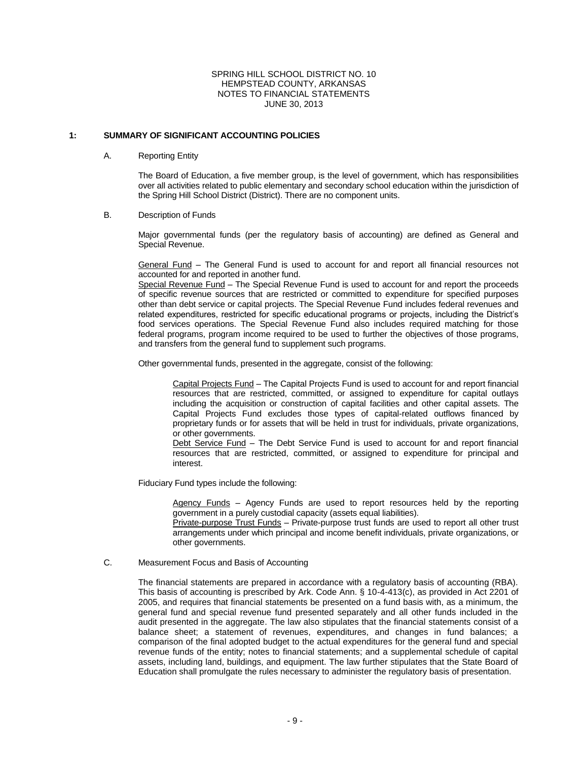SPRING HILL SCHOOL DISTRICT NO. 10
HEMPSTEAD COUNTY, ARKANSAS
NOTES TO FINANCIAL STATEMENTS
JUNE 30, 2013

## 1: SUMMARY OF SIGNIFICANT ACCOUNTING POLICIES

### A. Reporting Entity

The Board of Education, a five member group, is the level of government, which has responsibilities over all activities related to public elementary and secondary school education within the jurisdiction of the Spring Hill School District (District). There are no component units.

### B. Description of Funds

Major governmental funds (per the regulatory basis of accounting) are defined as General and Special Revenue.

General Fund – The General Fund is used to account for and report all financial resources not accounted for and reported in another fund.

Special Revenue Fund – The Special Revenue Fund is used to account for and report the proceeds of specific revenue sources that are restricted or committed to expenditure for specified purposes other than debt service or capital projects. The Special Revenue Fund includes federal revenues and related expenditures, restricted for specific educational programs or projects, including the District's food services operations. The Special Revenue Fund also includes required matching for those federal programs, program income required to be used to further the objectives of those programs, and transfers from the general fund to supplement such programs.

Other governmental funds, presented in the aggregate, consist of the following:

> Capital Projects Fund – The Capital Projects Fund is used to account for and report financial resources that are restricted, committed, or assigned to expenditure for capital outlays including the acquisition or construction of capital facilities and other capital assets. The Capital Projects Fund excludes those types of capital-related outflows financed by proprietary funds or for assets that will be held in trust for individuals, private organizations, or other governments.
>
> Debt Service Fund – The Debt Service Fund is used to account for and report financial resources that are restricted, committed, or assigned to expenditure for principal and interest.

Fiduciary Fund types include the following:

> Agency Funds – Agency Funds are used to report resources held by the reporting government in a purely custodial capacity (assets equal liabilities).
>
> Private-purpose Trust Funds – Private-purpose trust funds are used to report all other trust arrangements under which principal and income benefit individuals, private organizations, or other governments.

### C. Measurement Focus and Basis of Accounting

The financial statements are prepared in accordance with a regulatory basis of accounting (RBA). This basis of accounting is prescribed by Ark. Code Ann. § 10-4-413(c), as provided in Act 2201 of 2005, and requires that financial statements be presented on a fund basis with, as a minimum, the general fund and special revenue fund presented separately and all other funds included in the audit presented in the aggregate. The law also stipulates that the financial statements consist of a balance sheet; a statement of revenues, expenditures, and changes in fund balances; a comparison of the final adopted budget to the actual expenditures for the general fund and special revenue funds of the entity; notes to financial statements; and a supplemental schedule of capital assets, including land, buildings, and equipment. The law further stipulates that the State Board of Education shall promulgate the rules necessary to administer the regulatory basis of presentation.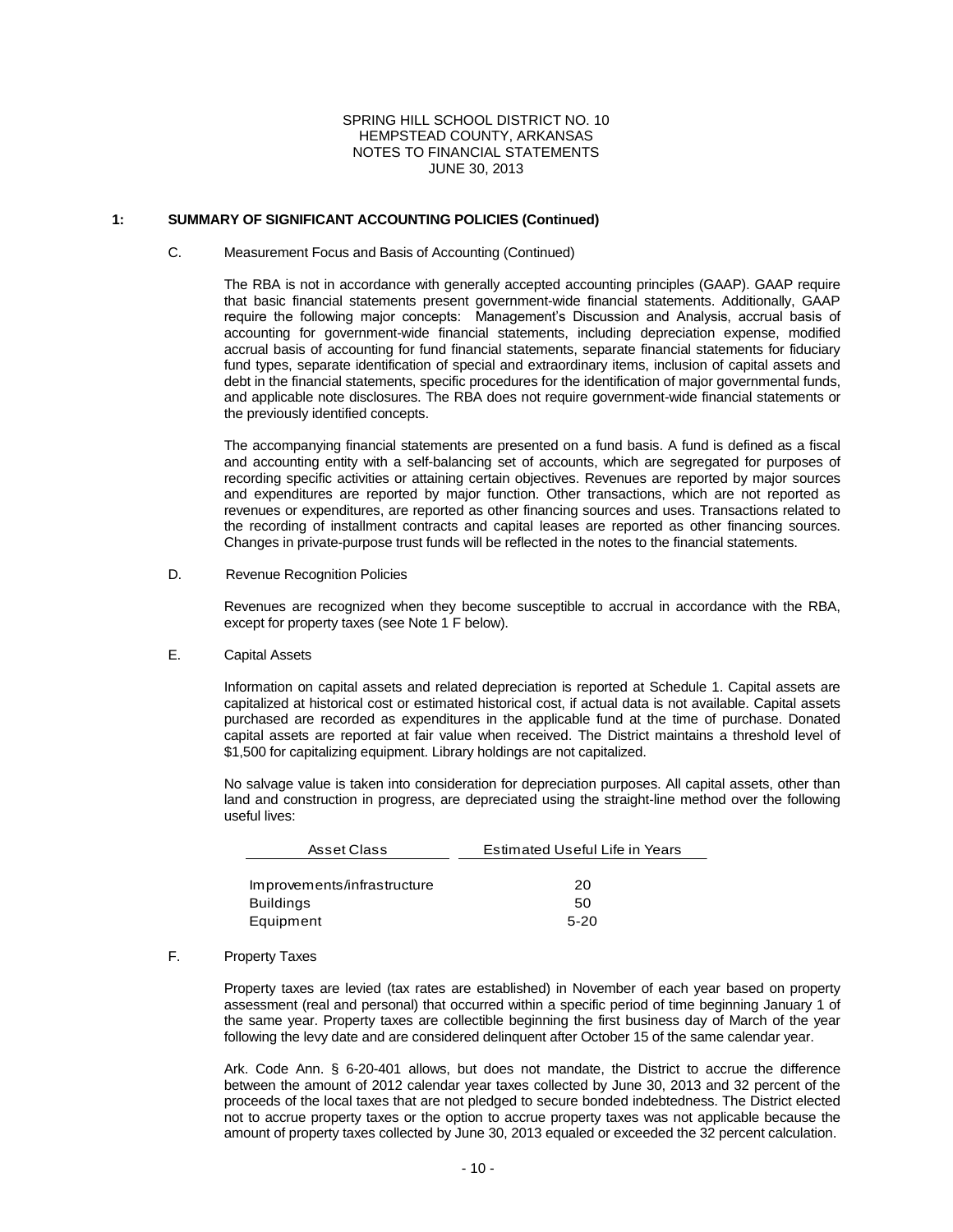SPRING HILL SCHOOL DISTRICT NO. 10
HEMPSTEAD COUNTY, ARKANSAS
NOTES TO FINANCIAL STATEMENTS
JUNE 30, 2013

## 1: SUMMARY OF SIGNIFICANT ACCOUNTING POLICIES (Continued)

### C. Measurement Focus and Basis of Accounting (Continued)

The RBA is not in accordance with generally accepted accounting principles (GAAP). GAAP require that basic financial statements present government-wide financial statements. Additionally, GAAP require the following major concepts: Management's Discussion and Analysis, accrual basis of accounting for government-wide financial statements, including depreciation expense, modified accrual basis of accounting for fund financial statements, separate financial statements for fiduciary fund types, separate identification of special and extraordinary items, inclusion of capital assets and debt in the financial statements, specific procedures for the identification of major governmental funds, and applicable note disclosures. The RBA does not require government-wide financial statements or the previously identified concepts.

The accompanying financial statements are presented on a fund basis. A fund is defined as a fiscal and accounting entity with a self-balancing set of accounts, which are segregated for purposes of recording specific activities or attaining certain objectives. Revenues are reported by major sources and expenditures are reported by major function. Other transactions, which are not reported as revenues or expenditures, are reported as other financing sources and uses. Transactions related to the recording of installment contracts and capital leases are reported as other financing sources. Changes in private-purpose trust funds will be reflected in the notes to the financial statements.

### D. Revenue Recognition Policies

Revenues are recognized when they become susceptible to accrual in accordance with the RBA, except for property taxes (see Note 1 F below).

### E. Capital Assets

Information on capital assets and related depreciation is reported at Schedule 1. Capital assets are capitalized at historical cost or estimated historical cost, if actual data is not available. Capital assets purchased are recorded as expenditures in the applicable fund at the time of purchase. Donated capital assets are reported at fair value when received. The District maintains a threshold level of $1,500 for capitalizing equipment. Library holdings are not capitalized.

No salvage value is taken into consideration for depreciation purposes. All capital assets, other than land and construction in progress, are depreciated using the straight-line method over the following useful lives:

| Asset Class | Estimated Useful Life in Years |
|---|---|
| Improvements/infrastructure | 20 |
| Buildings | 50 |
| Equipment | 5-20 |

### F. Property Taxes

Property taxes are levied (tax rates are established) in November of each year based on property assessment (real and personal) that occurred within a specific period of time beginning January 1 of the same year. Property taxes are collectible beginning the first business day of March of the year following the levy date and are considered delinquent after October 15 of the same calendar year.

Ark. Code Ann. § 6-20-401 allows, but does not mandate, the District to accrue the difference between the amount of 2012 calendar year taxes collected by June 30, 2013 and 32 percent of the proceeds of the local taxes that are not pledged to secure bonded indebtedness. The District elected not to accrue property taxes or the option to accrue property taxes was not applicable because the amount of property taxes collected by June 30, 2013 equaled or exceeded the 32 percent calculation.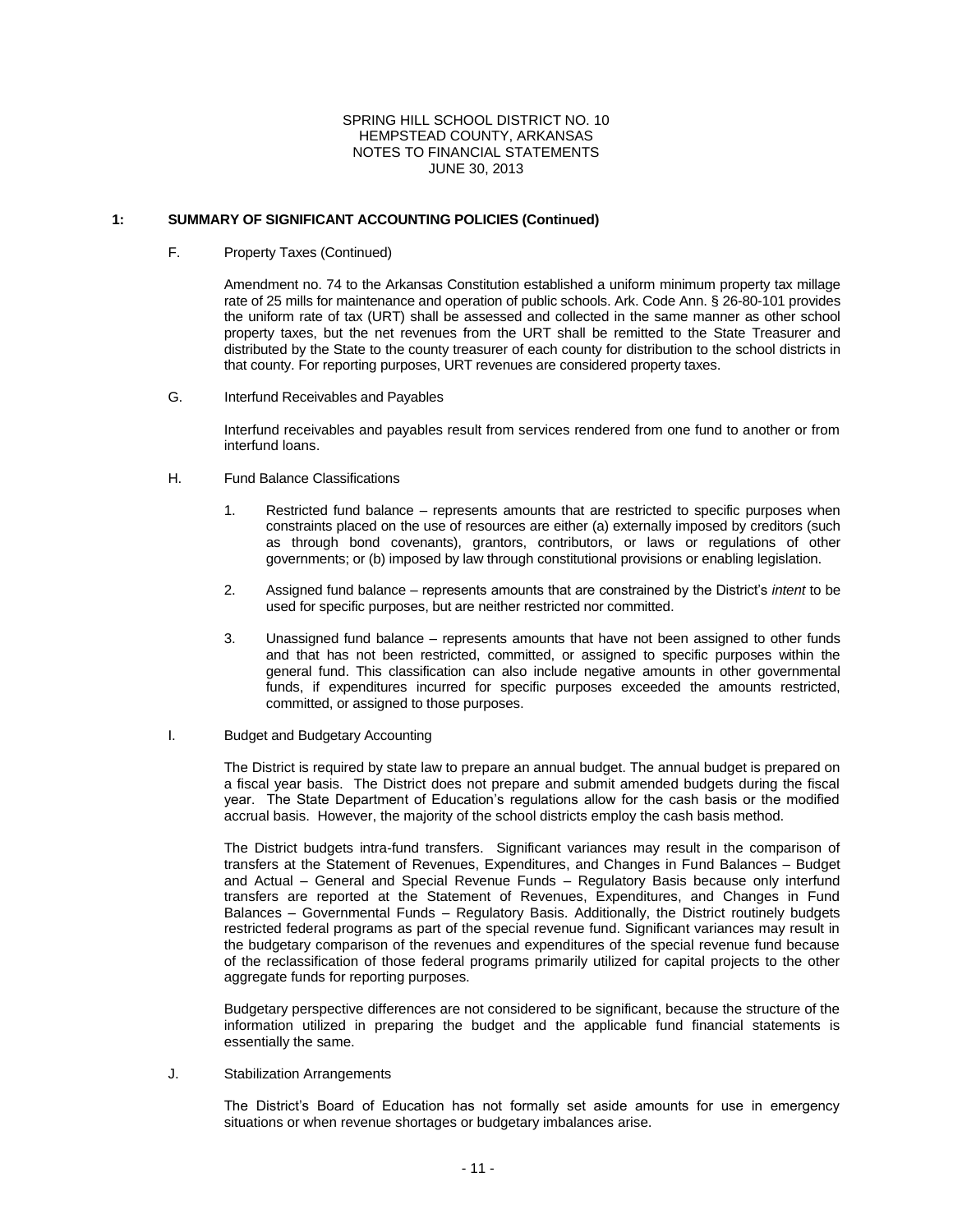SPRING HILL SCHOOL DISTRICT NO. 10
HEMPSTEAD COUNTY, ARKANSAS
NOTES TO FINANCIAL STATEMENTS
JUNE 30, 2013

## 1: SUMMARY OF SIGNIFICANT ACCOUNTING POLICIES (Continued)

F. Property Taxes (Continued)

Amendment no. 74 to the Arkansas Constitution established a uniform minimum property tax millage rate of 25 mills for maintenance and operation of public schools. Ark. Code Ann. § 26-80-101 provides the uniform rate of tax (URT) shall be assessed and collected in the same manner as other school property taxes, but the net revenues from the URT shall be remitted to the State Treasurer and distributed by the State to the county treasurer of each county for distribution to the school districts in that county. For reporting purposes, URT revenues are considered property taxes.

G. Interfund Receivables and Payables

Interfund receivables and payables result from services rendered from one fund to another or from interfund loans.

H. Fund Balance Classifications

1. Restricted fund balance – represents amounts that are restricted to specific purposes when constraints placed on the use of resources are either (a) externally imposed by creditors (such as through bond covenants), grantors, contributors, or laws or regulations of other governments; or (b) imposed by law through constitutional provisions or enabling legislation.

2. Assigned fund balance – represents amounts that are constrained by the District's *intent* to be used for specific purposes, but are neither restricted nor committed.

3. Unassigned fund balance – represents amounts that have not been assigned to other funds and that has not been restricted, committed, or assigned to specific purposes within the general fund. This classification can also include negative amounts in other governmental funds, if expenditures incurred for specific purposes exceeded the amounts restricted, committed, or assigned to those purposes.

I. Budget and Budgetary Accounting

The District is required by state law to prepare an annual budget. The annual budget is prepared on a fiscal year basis. The District does not prepare and submit amended budgets during the fiscal year. The State Department of Education's regulations allow for the cash basis or the modified accrual basis. However, the majority of the school districts employ the cash basis method.

The District budgets intra-fund transfers. Significant variances may result in the comparison of transfers at the Statement of Revenues, Expenditures, and Changes in Fund Balances – Budget and Actual – General and Special Revenue Funds – Regulatory Basis because only interfund transfers are reported at the Statement of Revenues, Expenditures, and Changes in Fund Balances – Governmental Funds – Regulatory Basis. Additionally, the District routinely budgets restricted federal programs as part of the special revenue fund. Significant variances may result in the budgetary comparison of the revenues and expenditures of the special revenue fund because of the reclassification of those federal programs primarily utilized for capital projects to the other aggregate funds for reporting purposes.

Budgetary perspective differences are not considered to be significant, because the structure of the information utilized in preparing the budget and the applicable fund financial statements is essentially the same.

J. Stabilization Arrangements

The District's Board of Education has not formally set aside amounts for use in emergency situations or when revenue shortages or budgetary imbalances arise.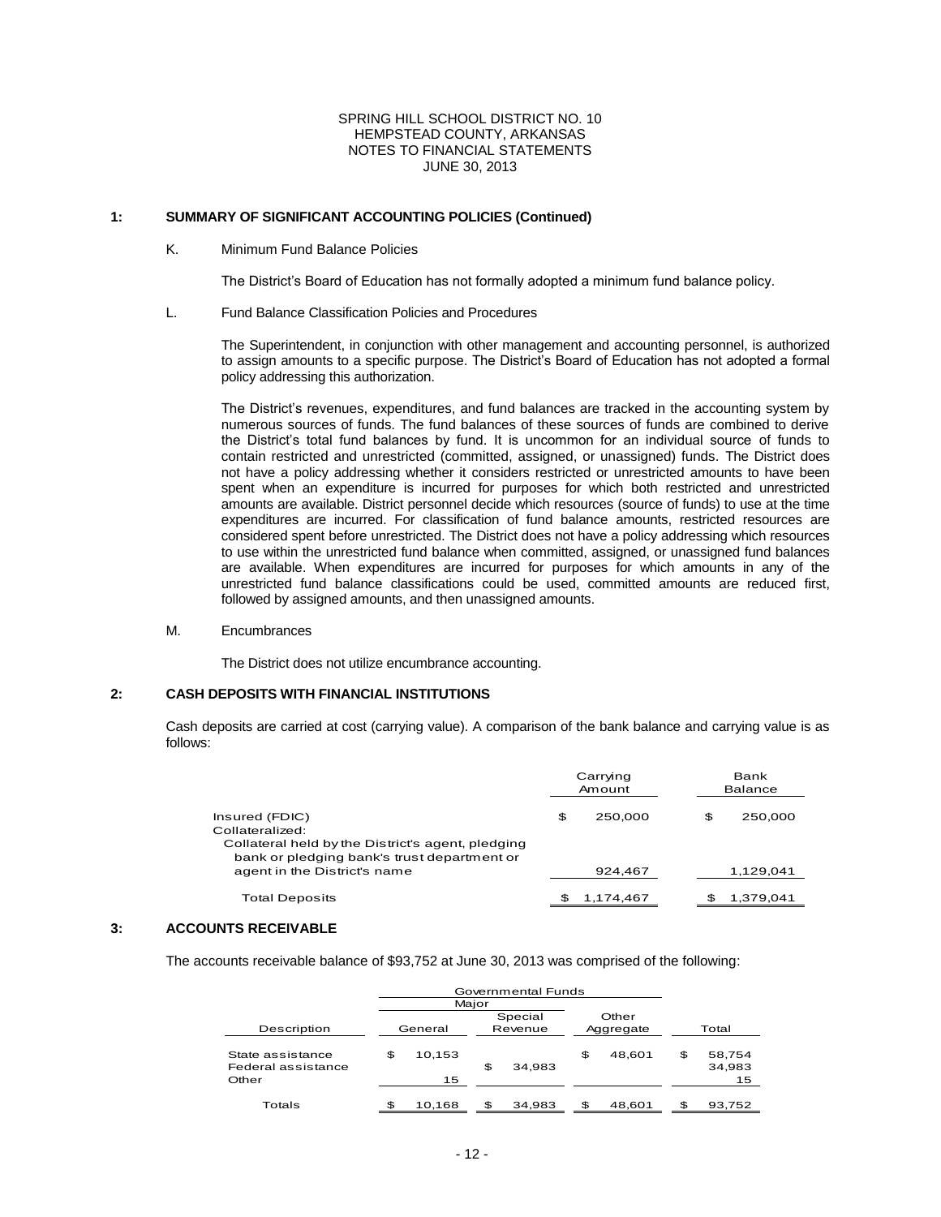SPRING HILL SCHOOL DISTRICT NO. 10
HEMPSTEAD COUNTY, ARKANSAS
NOTES TO FINANCIAL STATEMENTS
JUNE 30, 2013

## 1: SUMMARY OF SIGNIFICANT ACCOUNTING POLICIES (Continued)

K. Minimum Fund Balance Policies

The District's Board of Education has not formally adopted a minimum fund balance policy.

L. Fund Balance Classification Policies and Procedures

The Superintendent, in conjunction with other management and accounting personnel, is authorized to assign amounts to a specific purpose. The District's Board of Education has not adopted a formal policy addressing this authorization.

The District's revenues, expenditures, and fund balances are tracked in the accounting system by numerous sources of funds. The fund balances of these sources of funds are combined to derive the District's total fund balances by fund. It is uncommon for an individual source of funds to contain restricted and unrestricted (committed, assigned, or unassigned) funds. The District does not have a policy addressing whether it considers restricted or unrestricted amounts to have been spent when an expenditure is incurred for purposes for which both restricted and unrestricted amounts are available. District personnel decide which resources (source of funds) to use at the time expenditures are incurred. For classification of fund balance amounts, restricted resources are considered spent before unrestricted. The District does not have a policy addressing which resources to use within the unrestricted fund balance when committed, assigned, or unassigned fund balances are available. When expenditures are incurred for purposes for which amounts in any of the unrestricted fund balance classifications could be used, committed amounts are reduced first, followed by assigned amounts, and then unassigned amounts.

M. Encumbrances

The District does not utilize encumbrance accounting.

## 2: CASH DEPOSITS WITH FINANCIAL INSTITUTIONS

Cash deposits are carried at cost (carrying value). A comparison of the bank balance and carrying value is as follows:

| | Carrying Amount | Bank Balance |
|---|---|---|
| Insured (FDIC) | $ 250,000 | $ 250,000 |
| Collateralized: | | |
| Collateral held by the District's agent, pledging bank or pledging bank's trust department or agent in the District's name | 924,467 | 1,129,041 |
| Total Deposits | $ 1,174,467 | $ 1,379,041 |

## 3: ACCOUNTS RECEIVABLE

The accounts receivable balance of $93,752 at June 30, 2013 was comprised of the following:

| | Governmental Funds | | | |
|---|---|---|---|---|
| | Major | | | |
| Description | General | Special Revenue | Other Aggregate | Total |
| State assistance | $ 10,153 | | $ 48,601 | $ 58,754 |
| Federal assistance | | $ 34,983 | | 34,983 |
| Other | 15 | | | 15 |
| Totals | $ 10,168 | $ 34,983 | $ 48,601 | $ 93,752 |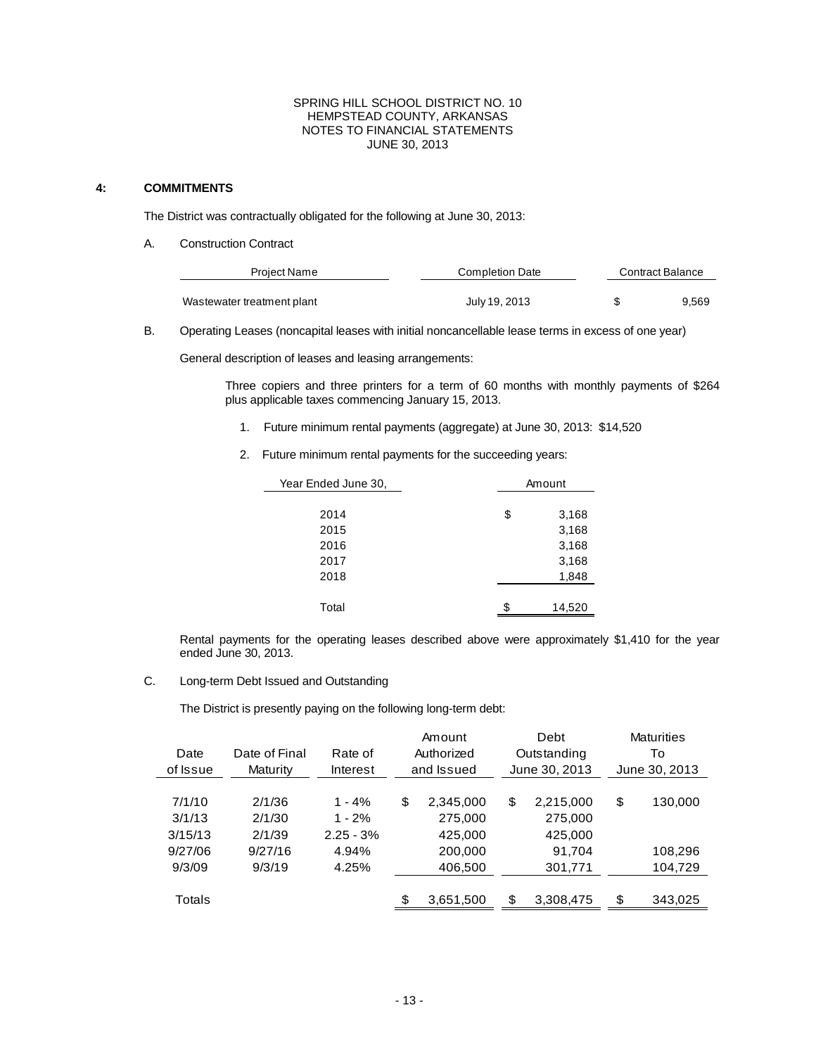SPRING HILL SCHOOL DISTRICT NO. 10
HEMPSTEAD COUNTY, ARKANSAS
NOTES TO FINANCIAL STATEMENTS
JUNE 30, 2013

## 4: COMMITMENTS

The District was contractually obligated for the following at June 30, 2013:

A. Construction Contract

| Project Name | Completion Date | Contract Balance |
|---|---|---|
| Wastewater treatment plant | July 19, 2013 | $ 9,569 |

B. Operating Leases (noncapital leases with initial noncancellable lease terms in excess of one year)

General description of leases and leasing arrangements:

Three copiers and three printers for a term of 60 months with monthly payments of $264 plus applicable taxes commencing January 15, 2013.

1. Future minimum rental payments (aggregate) at June 30, 2013: $14,520

2. Future minimum rental payments for the succeeding years:

| Year Ended June 30, | Amount |
|---|---|
| 2014 | $ 3,168 |
| 2015 | 3,168 |
| 2016 | 3,168 |
| 2017 | 3,168 |
| 2018 | 1,848 |
| Total | $ 14,520 |

Rental payments for the operating leases described above were approximately $1,410 for the year ended June 30, 2013.

C. Long-term Debt Issued and Outstanding

The District is presently paying on the following long-term debt:

| Date of Issue | Date of Final Maturity | Rate of Interest | Amount Authorized and Issued | Debt Outstanding June 30, 2013 | Maturities To June 30, 2013 |
|---|---|---|---|---|---|
| 7/1/10 | 2/1/36 | 1 - 4% | $ 2,345,000 | $ 2,215,000 | $ 130,000 |
| 3/1/13 | 2/1/30 | 1 - 2% | 275,000 | 275,000 | |
| 3/15/13 | 2/1/39 | 2.25 - 3% | 425,000 | 425,000 | |
| 9/27/06 | 9/27/16 | 4.94% | 200,000 | 91,704 | 108,296 |
| 9/3/09 | 9/3/19 | 4.25% | 406,500 | 301,771 | 104,729 |
| Totals | | | $ 3,651,500 | $ 3,308,475 | $ 343,025 |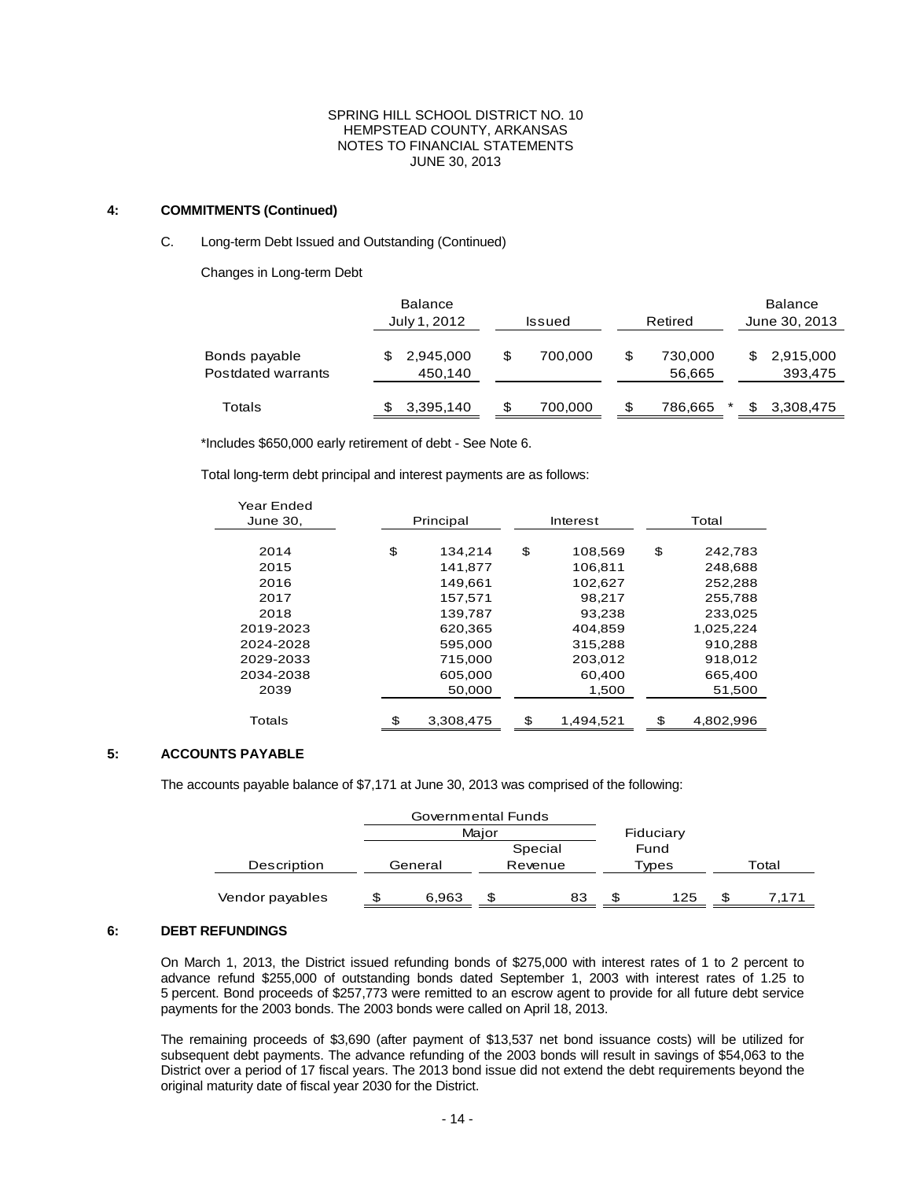SPRING HILL SCHOOL DISTRICT NO. 10
HEMPSTEAD COUNTY, ARKANSAS
NOTES TO FINANCIAL STATEMENTS
JUNE 30, 2013

## 4: COMMITMENTS (Continued)

### C. Long-term Debt Issued and Outstanding (Continued)

Changes in Long-term Debt

| | Balance July 1, 2012 | Issued | Retired | Balance June 30, 2013 |
|---|---|---|---|---|
| Bonds payable | $ 2,945,000 | $ 700,000 | $ 730,000 | $ 2,915,000 |
| Postdated warrants | 450,140 | | 56,665 | 393,475 |
| Totals | $ 3,395,140 | $ 700,000 | $ 786,665 * | $ 3,308,475 |

*Includes $650,000 early retirement of debt - See Note 6.

Total long-term debt principal and interest payments are as follows:

| Year Ended June 30, | Principal | Interest | Total |
|---|---|---|---|
| 2014 | $ 134,214 | $ 108,569 | $ 242,783 |
| 2015 | 141,877 | 106,811 | 248,688 |
| 2016 | 149,661 | 102,627 | 252,288 |
| 2017 | 157,571 | 98,217 | 255,788 |
| 2018 | 139,787 | 93,238 | 233,025 |
| 2019-2023 | 620,365 | 404,859 | 1,025,224 |
| 2024-2028 | 595,000 | 315,288 | 910,288 |
| 2029-2033 | 715,000 | 203,012 | 918,012 |
| 2034-2038 | 605,000 | 60,400 | 665,400 |
| 2039 | 50,000 | 1,500 | 51,500 |
| Totals | $ 3,308,475 | $ 1,494,521 | $ 4,802,996 |

## 5: ACCOUNTS PAYABLE

The accounts payable balance of $7,171 at June 30, 2013 was comprised of the following:

| | Governmental Funds | | | |
|---|---|---|---|---|
| | Major | | Fiduciary | |
| Description | General | Special Revenue | Fund Types | Total |
| Vendor payables | $ 6,963 | $ 83 | $ 125 | $ 7,171 |

## 6: DEBT REFUNDINGS

On March 1, 2013, the District issued refunding bonds of $275,000 with interest rates of 1 to 2 percent to advance refund $255,000 of outstanding bonds dated September 1, 2003 with interest rates of 1.25 to 5 percent. Bond proceeds of $257,773 were remitted to an escrow agent to provide for all future debt service payments for the 2003 bonds. The 2003 bonds were called on April 18, 2013.

The remaining proceeds of $3,690 (after payment of $13,537 net bond issuance costs) will be utilized for subsequent debt payments. The advance refunding of the 2003 bonds will result in savings of $54,063 to the District over a period of 17 fiscal years. The 2013 bond issue did not extend the debt requirements beyond the original maturity date of fiscal year 2030 for the District.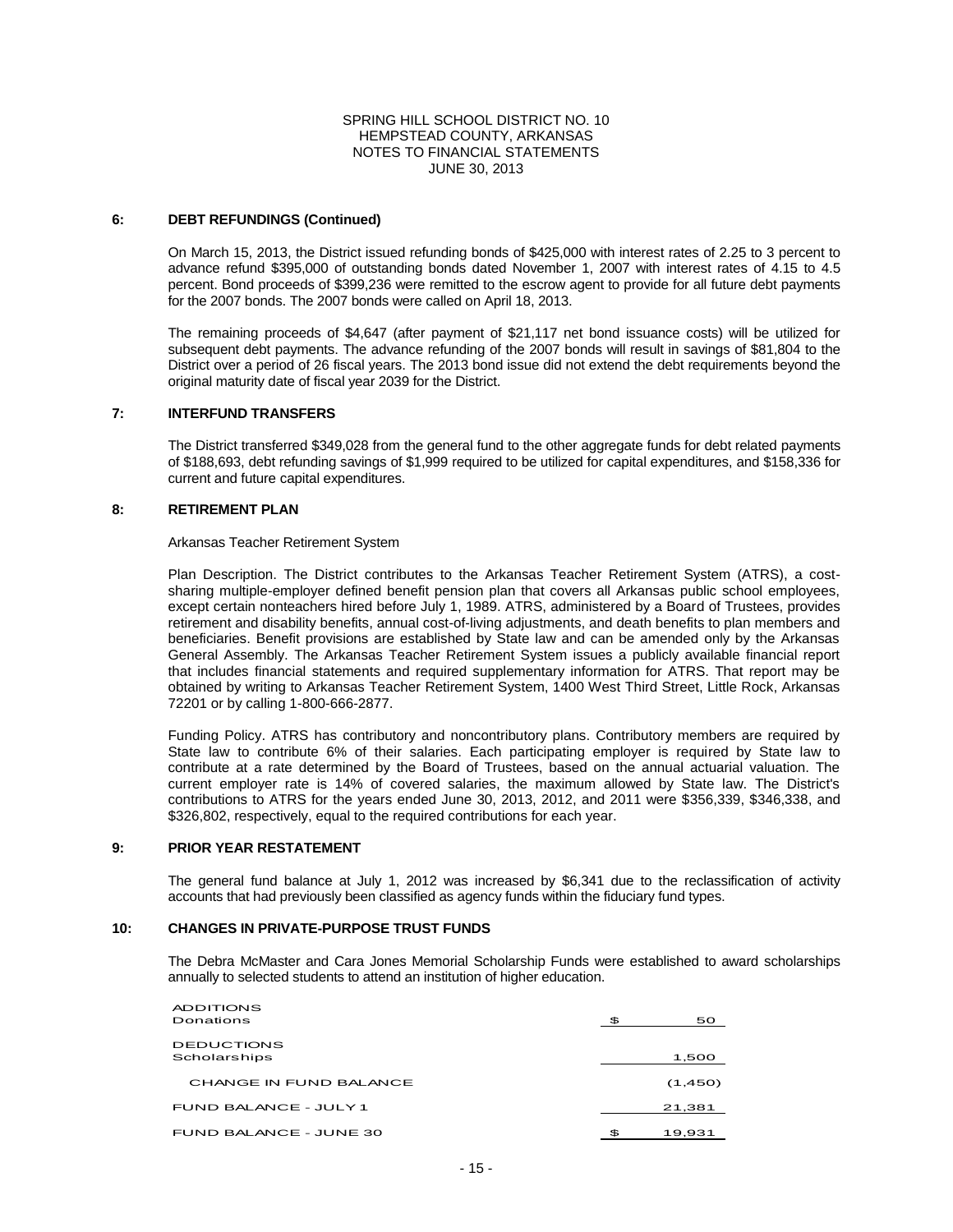SPRING HILL SCHOOL DISTRICT NO. 10
HEMPSTEAD COUNTY, ARKANSAS
NOTES TO FINANCIAL STATEMENTS
JUNE 30, 2013

## 6: DEBT REFUNDINGS (Continued)

On March 15, 2013, the District issued refunding bonds of $425,000 with interest rates of 2.25 to 3 percent to advance refund $395,000 of outstanding bonds dated November 1, 2007 with interest rates of 4.15 to 4.5 percent. Bond proceeds of $399,236 were remitted to the escrow agent to provide for all future debt payments for the 2007 bonds. The 2007 bonds were called on April 18, 2013.

The remaining proceeds of $4,647 (after payment of $21,117 net bond issuance costs) will be utilized for subsequent debt payments. The advance refunding of the 2007 bonds will result in savings of $81,804 to the District over a period of 26 fiscal years. The 2013 bond issue did not extend the debt requirements beyond the original maturity date of fiscal year 2039 for the District.

## 7: INTERFUND TRANSFERS

The District transferred $349,028 from the general fund to the other aggregate funds for debt related payments of $188,693, debt refunding savings of $1,999 required to be utilized for capital expenditures, and $158,336 for current and future capital expenditures.

## 8: RETIREMENT PLAN

Arkansas Teacher Retirement System

Plan Description. The District contributes to the Arkansas Teacher Retirement System (ATRS), a cost-sharing multiple-employer defined benefit pension plan that covers all Arkansas public school employees, except certain nonteachers hired before July 1, 1989. ATRS, administered by a Board of Trustees, provides retirement and disability benefits, annual cost-of-living adjustments, and death benefits to plan members and beneficiaries. Benefit provisions are established by State law and can be amended only by the Arkansas General Assembly. The Arkansas Teacher Retirement System issues a publicly available financial report that includes financial statements and required supplementary information for ATRS. That report may be obtained by writing to Arkansas Teacher Retirement System, 1400 West Third Street, Little Rock, Arkansas 72201 or by calling 1-800-666-2877.

Funding Policy. ATRS has contributory and noncontributory plans. Contributory members are required by State law to contribute 6% of their salaries. Each participating employer is required by State law to contribute at a rate determined by the Board of Trustees, based on the annual actuarial valuation. The current employer rate is 14% of covered salaries, the maximum allowed by State law. The District's contributions to ATRS for the years ended June 30, 2013, 2012, and 2011 were $356,339, $346,338, and $326,802, respectively, equal to the required contributions for each year.

## 9: PRIOR YEAR RESTATEMENT

The general fund balance at July 1, 2012 was increased by $6,341 due to the reclassification of activity accounts that had previously been classified as agency funds within the fiduciary fund types.

## 10: CHANGES IN PRIVATE-PURPOSE TRUST FUNDS

The Debra McMaster and Cara Jones Memorial Scholarship Funds were established to award scholarships annually to selected students to attend an institution of higher education.

| | |
|---|---|
| ADDITIONS | |
| Donations | $ 50 |
| DEDUCTIONS | |
| Scholarships | 1,500 |
| CHANGE IN FUND BALANCE | (1,450) |
| FUND BALANCE - JULY 1 | 21,381 |
| FUND BALANCE - JUNE 30 | $ 19,931 |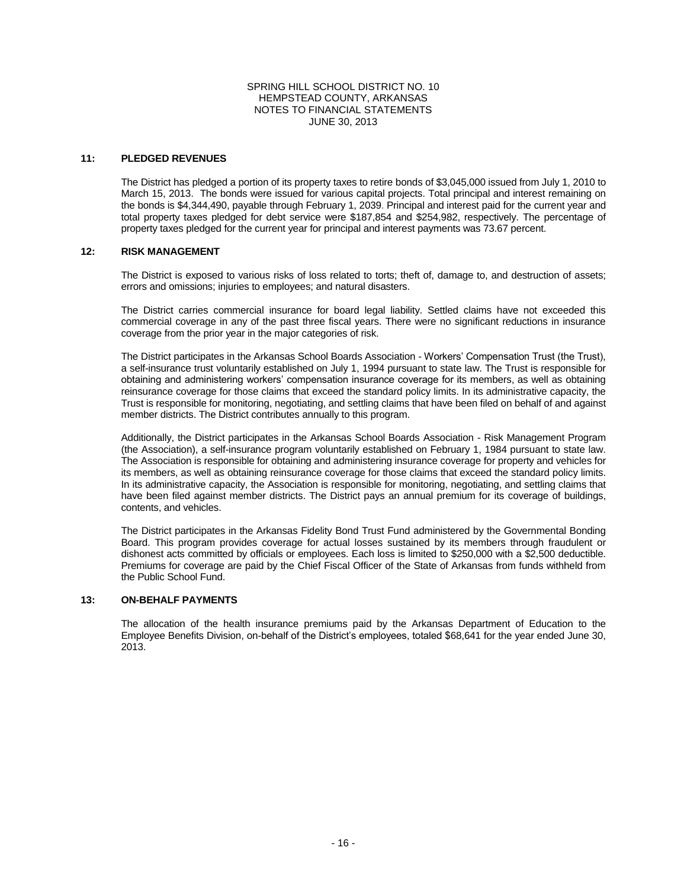SPRING HILL SCHOOL DISTRICT NO. 10
HEMPSTEAD COUNTY, ARKANSAS
NOTES TO FINANCIAL STATEMENTS
JUNE 30, 2013

### 11: PLEDGED REVENUES

The District has pledged a portion of its property taxes to retire bonds of $3,045,000 issued from July 1, 2010 to March 15, 2013. The bonds were issued for various capital projects. Total principal and interest remaining on the bonds is $4,344,490, payable through February 1, 2039. Principal and interest paid for the current year and total property taxes pledged for debt service were $187,854 and $254,982, respectively. The percentage of property taxes pledged for the current year for principal and interest payments was 73.67 percent.

### 12: RISK MANAGEMENT

The District is exposed to various risks of loss related to torts; theft of, damage to, and destruction of assets; errors and omissions; injuries to employees; and natural disasters.

The District carries commercial insurance for board legal liability. Settled claims have not exceeded this commercial coverage in any of the past three fiscal years. There were no significant reductions in insurance coverage from the prior year in the major categories of risk.

The District participates in the Arkansas School Boards Association - Workers' Compensation Trust (the Trust), a self-insurance trust voluntarily established on July 1, 1994 pursuant to state law. The Trust is responsible for obtaining and administering workers' compensation insurance coverage for its members, as well as obtaining reinsurance coverage for those claims that exceed the standard policy limits. In its administrative capacity, the Trust is responsible for monitoring, negotiating, and settling claims that have been filed on behalf of and against member districts. The District contributes annually to this program.

Additionally, the District participates in the Arkansas School Boards Association - Risk Management Program (the Association), a self-insurance program voluntarily established on February 1, 1984 pursuant to state law. The Association is responsible for obtaining and administering insurance coverage for property and vehicles for its members, as well as obtaining reinsurance coverage for those claims that exceed the standard policy limits. In its administrative capacity, the Association is responsible for monitoring, negotiating, and settling claims that have been filed against member districts. The District pays an annual premium for its coverage of buildings, contents, and vehicles.

The District participates in the Arkansas Fidelity Bond Trust Fund administered by the Governmental Bonding Board. This program provides coverage for actual losses sustained by its members through fraudulent or dishonest acts committed by officials or employees. Each loss is limited to $250,000 with a $2,500 deductible. Premiums for coverage are paid by the Chief Fiscal Officer of the State of Arkansas from funds withheld from the Public School Fund.

### 13: ON-BEHALF PAYMENTS

The allocation of the health insurance premiums paid by the Arkansas Department of Education to the Employee Benefits Division, on-behalf of the District's employees, totaled $68,641 for the year ended June 30, 2013.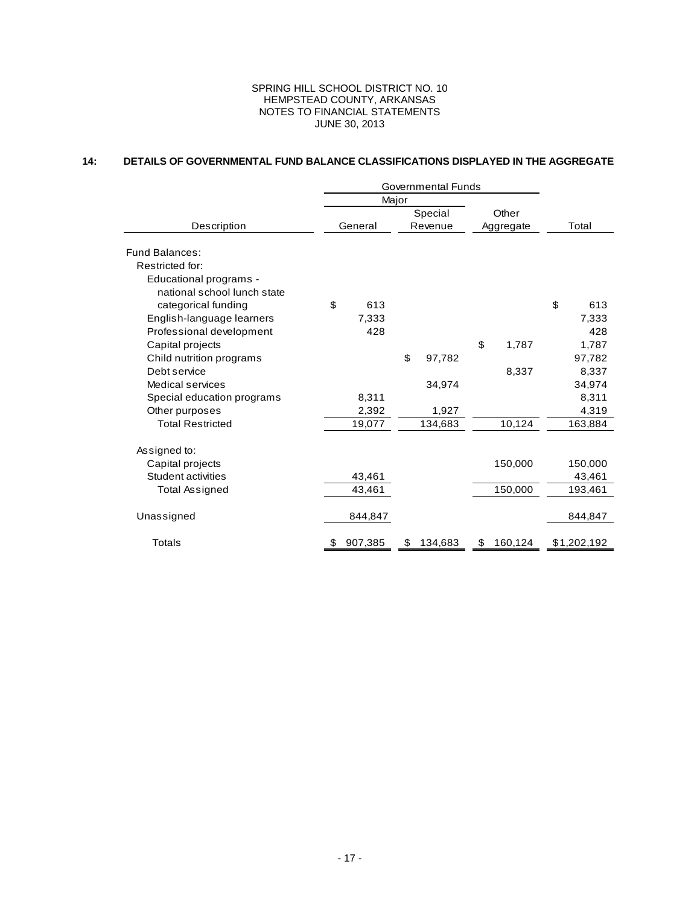SPRING HILL SCHOOL DISTRICT NO. 10
HEMPSTEAD COUNTY, ARKANSAS
NOTES TO FINANCIAL STATEMENTS
JUNE 30, 2013

## 14: DETAILS OF GOVERNMENTAL FUND BALANCE CLASSIFICATIONS DISPLAYED IN THE AGGREGATE

| | Governmental Funds | | | |
|---|---|---|---|---|
| | Major | | | |
| Description | General | Special Revenue | Other Aggregate | Total |
| Fund Balances: | | | | |
| Restricted for: | | | | |
| Educational programs - national school lunch state categorical funding | $ 613 | | | $ 613 |
| English-language learners | 7,333 | | | 7,333 |
| Professional development | 428 | | | 428 |
| Capital projects | | | $ 1,787 | 1,787 |
| Child nutrition programs | | $ 97,782 | | 97,782 |
| Debt service | | | 8,337 | 8,337 |
| Medical services | | 34,974 | | 34,974 |
| Special education programs | 8,311 | | | 8,311 |
| Other purposes | 2,392 | 1,927 | | 4,319 |
| Total Restricted | 19,077 | 134,683 | 10,124 | 163,884 |
| Assigned to: | | | | |
| Capital projects | | | 150,000 | 150,000 |
| Student activities | 43,461 | | | 43,461 |
| Total Assigned | 43,461 | | 150,000 | 193,461 |
| Unassigned | 844,847 | | | 844,847 |
| Totals | $ 907,385 | $ 134,683 | $ 160,124 | $1,202,192 |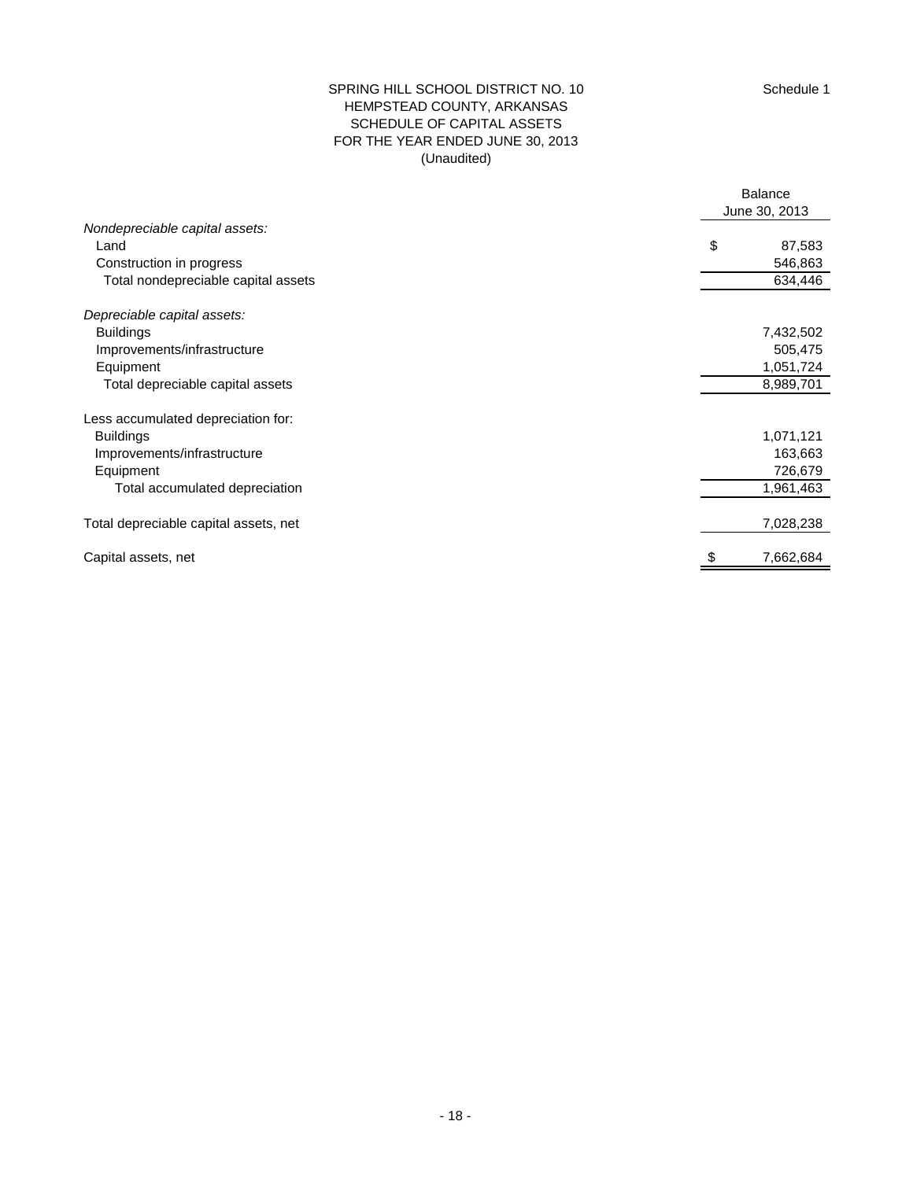Schedule 1

# SPRING HILL SCHOOL DISTRICT NO. 10
## HEMPSTEAD COUNTY, ARKANSAS
## SCHEDULE OF CAPITAL ASSETS
## FOR THE YEAR ENDED JUNE 30, 2013
(Unaudited)

| | Balance June 30, 2013 |
|---|---|
| *Nondepreciable capital assets:* | |
| Land | $ 87,583 |
| Construction in progress | 546,863 |
| Total nondepreciable capital assets | 634,446 |
| | |
| *Depreciable capital assets:* | |
| Buildings | 7,432,502 |
| Improvements/infrastructure | 505,475 |
| Equipment | 1,051,724 |
| Total depreciable capital assets | 8,989,701 |
| | |
| Less accumulated depreciation for: | |
| Buildings | 1,071,121 |
| Improvements/infrastructure | 163,663 |
| Equipment | 726,679 |
| Total accumulated depreciation | 1,961,463 |
| | |
| Total depreciable capital assets, net | 7,028,238 |
| | |
| Capital assets, net | $ 7,662,684 |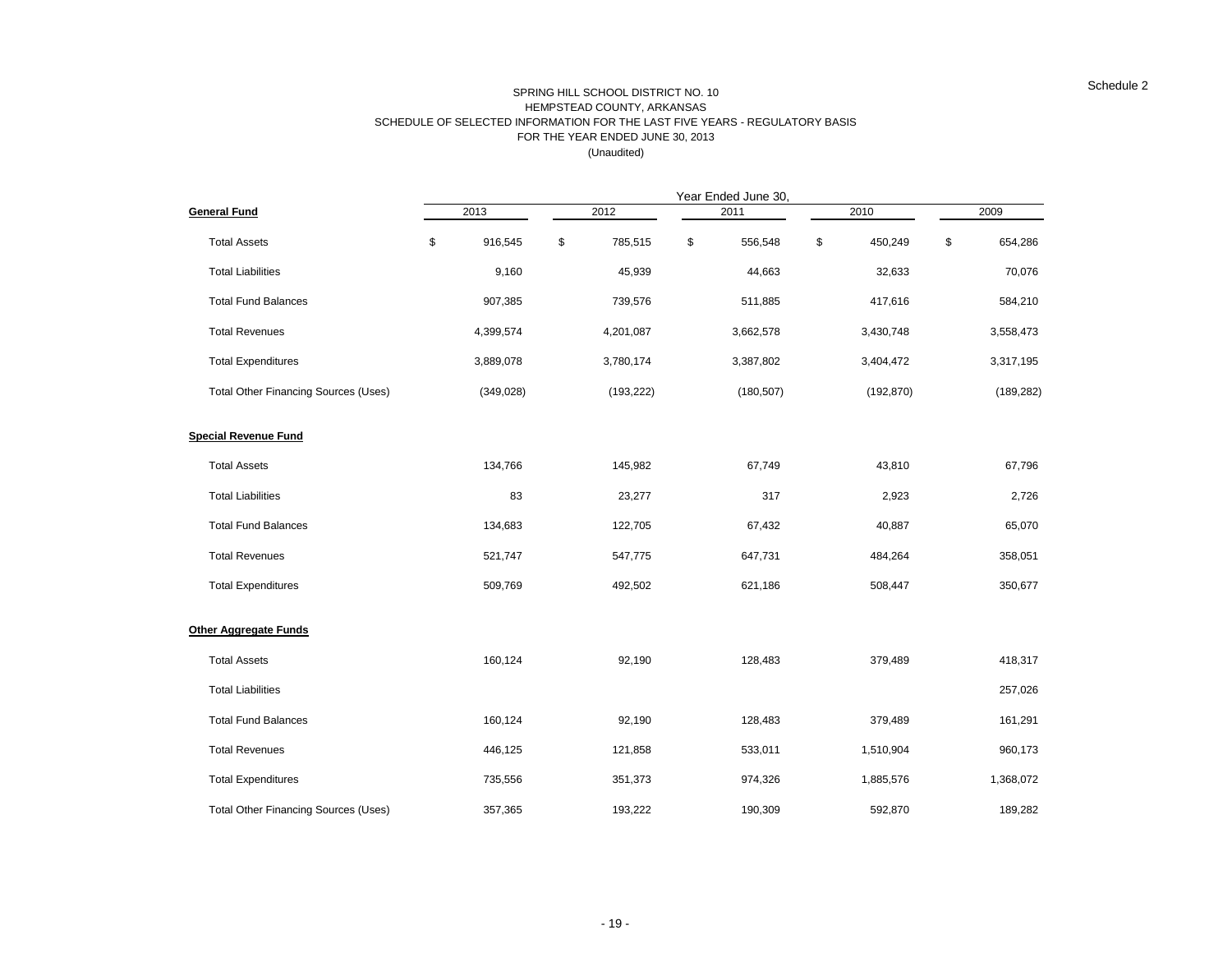Schedule 2

SPRING HILL SCHOOL DISTRICT NO. 10
HEMPSTEAD COUNTY, ARKANSAS
SCHEDULE OF SELECTED INFORMATION FOR THE LAST FIVE YEARS - REGULATORY BASIS
FOR THE YEAR ENDED JUNE 30, 2013
(Unaudited)

| | Year Ended June 30, | | | | |
|---|---|---|---|---|---|
| **General Fund** | 2013 | 2012 | 2011 | 2010 | 2009 |
| Total Assets | $ 916,545 | $ 785,515 | $ 556,548 | $ 450,249 | $ 654,286 |
| Total Liabilities | 9,160 | 45,939 | 44,663 | 32,633 | 70,076 |
| Total Fund Balances | 907,385 | 739,576 | 511,885 | 417,616 | 584,210 |
| Total Revenues | 4,399,574 | 4,201,087 | 3,662,578 | 3,430,748 | 3,558,473 |
| Total Expenditures | 3,889,078 | 3,780,174 | 3,387,802 | 3,404,472 | 3,317,195 |
| Total Other Financing Sources (Uses) | (349,028) | (193,222) | (180,507) | (192,870) | (189,282) |
| **Special Revenue Fund** | | | | | |
| Total Assets | 134,766 | 145,982 | 67,749 | 43,810 | 67,796 |
| Total Liabilities | 83 | 23,277 | 317 | 2,923 | 2,726 |
| Total Fund Balances | 134,683 | 122,705 | 67,432 | 40,887 | 65,070 |
| Total Revenues | 521,747 | 547,775 | 647,731 | 484,264 | 358,051 |
| Total Expenditures | 509,769 | 492,502 | 621,186 | 508,447 | 350,677 |
| **Other Aggregate Funds** | | | | | |
| Total Assets | 160,124 | 92,190 | 128,483 | 379,489 | 418,317 |
| Total Liabilities | | | | | 257,026 |
| Total Fund Balances | 160,124 | 92,190 | 128,483 | 379,489 | 161,291 |
| Total Revenues | 446,125 | 121,858 | 533,011 | 1,510,904 | 960,173 |
| Total Expenditures | 735,556 | 351,373 | 974,326 | 1,885,576 | 1,368,072 |
| Total Other Financing Sources (Uses) | 357,365 | 193,222 | 190,309 | 592,870 | 189,282 |